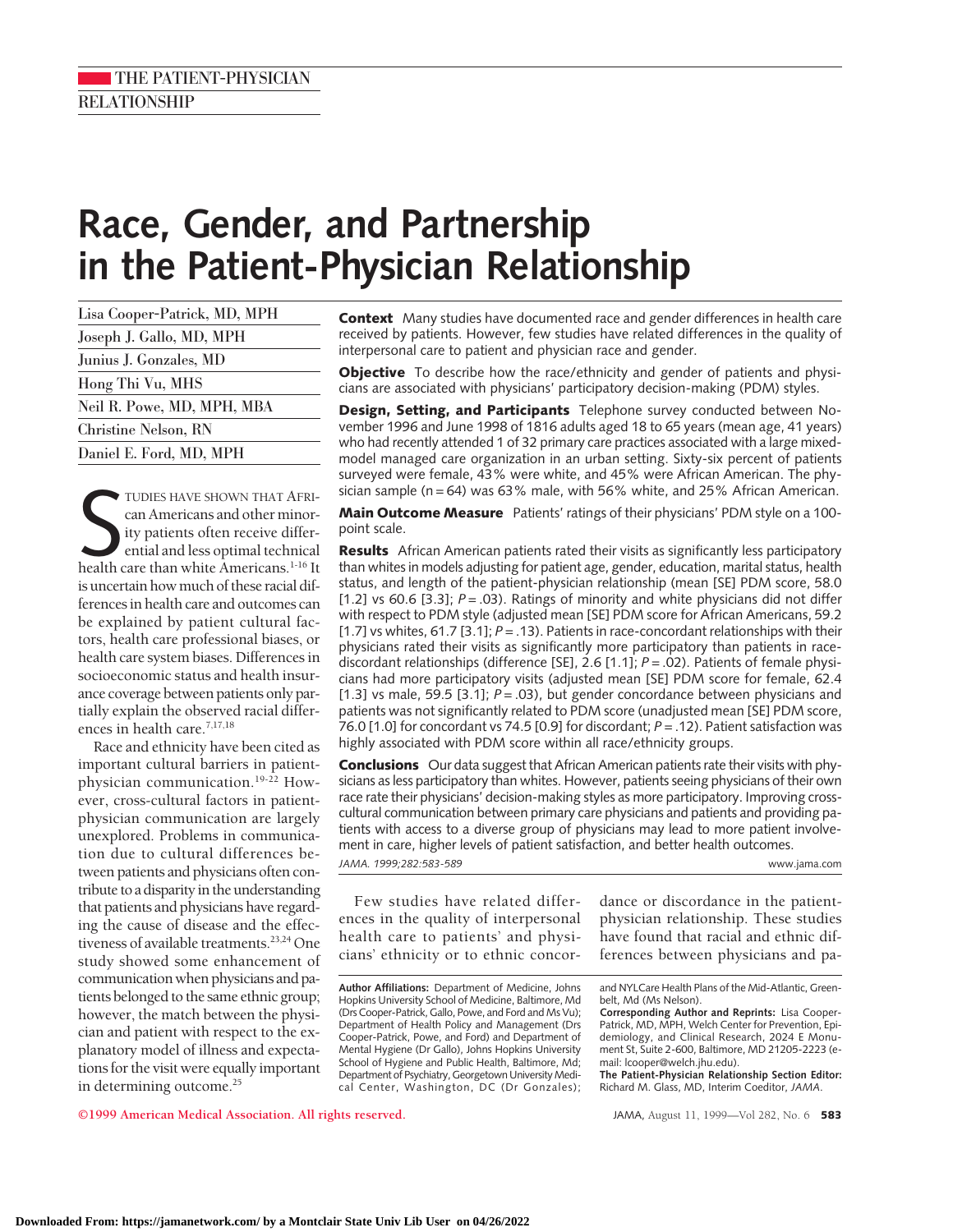THE PATIENT-PHYSICIAN RELATIONSHIP

# Race, Gender, and Partnership in the Patient-Physician Relationship

Lisa Cooper-Patrick, MD, MPH
Joseph J. Gallo, MD, MPH
Junius J. Gonzales, MD
Hong Thi Vu, MHS
Neil R. Powe, MD, MPH, MBA
Christine Nelson, RN
Daniel E. Ford, MD, MPH

**Context** Many studies have documented race and gender differences in health care received by patients. However, few studies have related differences in the quality of interpersonal care to patient and physician race and gender.

**Objective** To describe how the race/ethnicity and gender of patients and physicians are associated with physicians' participatory decision-making (PDM) styles.

**Design, Setting, and Participants** Telephone survey conducted between November 1996 and June 1998 of 1816 adults aged 18 to 65 years (mean age, 41 years) who had recently attended 1 of 32 primary care practices associated with a large mixed-model managed care organization in an urban setting. Sixty-six percent of patients surveyed were female, 43% were white, and 45% were African American. The physician sample (n = 64) was 63% male, with 56% white, and 25% African American.

**Main Outcome Measure** Patients' ratings of their physicians' PDM style on a 100-point scale.

**Results** African American patients rated their visits as significantly less participatory than whites in models adjusting for patient age, gender, education, marital status, health status, and length of the patient-physician relationship (mean [SE] PDM score, 58.0 [1.2] vs 60.6 [3.3]; $P = .03$). Ratings of minority and white physicians did not differ with respect to PDM style (adjusted mean [SE] PDM score for African Americans, 59.2 [1.7] vs whites, 61.7 [3.1]; $P = .13$). Patients in race-concordant relationships with their physicians rated their visits as significantly more participatory than patients in race-discordant relationships (difference [SE], 2.6 [1.1]; $P = .02$). Patients of female physicians had more participatory visits (adjusted mean [SE] PDM score for female, 62.4 [1.3] vs male, 59.5 [3.1]; $P = .03$), but gender concordance between physicians and patients was not significantly related to PDM score (unadjusted mean [SE] PDM score, 76.0 [1.0] for concordant vs 74.5 [0.9] for discordant; $P = .12$). Patient satisfaction was highly associated with PDM score within all race/ethnicity groups.

**Conclusions** Our data suggest that African American patients rate their visits with physicians as less participatory than whites. However, patients seeing physicians of their own race rate their physicians' decision-making styles as more participatory. Improving cross-cultural communication between primary care physicians and patients and providing patients with access to a diverse group of physicians may lead to more patient involvement in care, higher levels of patient satisfaction, and better health outcomes.

*JAMA. 1999;282:583-589* www.jama.com

Studies have shown that African Americans and other minority patients often receive differential and less optimal technical health care than white Americans.[1-16] It is uncertain how much of these racial differences in health care and outcomes can be explained by patient cultural factors, health care professional biases, or health care system biases. Differences in socioeconomic status and health insurance coverage between patients only partially explain the observed racial differences in health care.[7,17,18]

Race and ethnicity have been cited as important cultural barriers in patient-physician communication.[19-22] However, cross-cultural factors in patient-physician communication are largely unexplored. Problems in communication due to cultural differences between patients and physicians often contribute to a disparity in the understanding that patients and physicians have regarding the cause of disease and the effectiveness of available treatments.[23,24] One study showed some enhancement of communication when physicians and patients belonged to the same ethnic group; however, the match between the physician and patient with respect to the explanatory model of illness and expectations for the visit were equally important in determining outcome.[25]

Few studies have related differences in the quality of interpersonal health care to patients' and physicians' ethnicity or to ethnic concordance or discordance in the patient-physician relationship. These studies have found that racial and ethnic differences between physicians and pa-

**Author Affiliations:** Department of Medicine, Johns Hopkins University School of Medicine, Baltimore, Md (Drs Cooper-Patrick, Gallo, Powe, and Ford and Ms Vu); Department of Health Policy and Management (Drs Cooper-Patrick, Powe, and Ford) and Department of Mental Hygiene (Dr Gallo), Johns Hopkins University School of Hygiene and Public Health, Baltimore, Md; Department of Psychiatry, Georgetown University Medical Center, Washington, DC (Dr Gonzales); and NYLCare Health Plans of the Mid-Atlantic, Greenbelt, Md (Ms Nelson).

**Corresponding Author and Reprints:** Lisa Cooper-Patrick, MD, MPH, Welch Center for Prevention, Epidemiology, and Clinical Research, 2024 E Monument St, Suite 2-600, Baltimore, MD 21205-2223 (e-mail: lcooper@welch.jhu.edu).

**The Patient-Physician Relationship Section Editor:** Richard M. Glass, MD, Interim Coeditor, *JAMA*.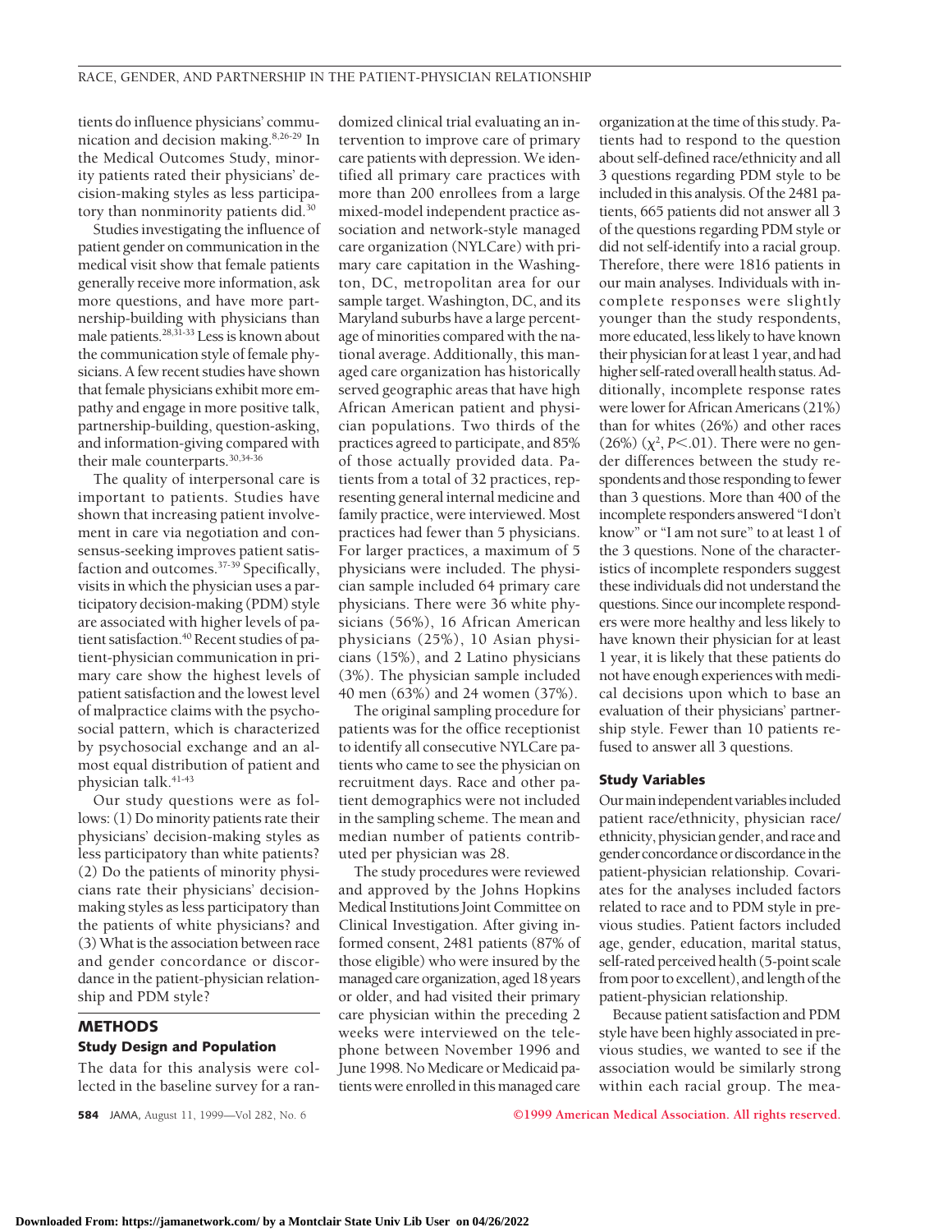tients do influence physicians' communication and decision making.[8,26-29] In the Medical Outcomes Study, minority patients rated their physicians' decision-making styles as less participatory than nonminority patients did.[30]

Studies investigating the influence of patient gender on communication in the medical visit show that female patients generally receive more information, ask more questions, and have more partnership-building with physicians than male patients.[28,31-33] Less is known about the communication style of female physicians. A few recent studies have shown that female physicians exhibit more empathy and engage in more positive talk, partnership-building, question-asking, and information-giving compared with their male counterparts.[30,34-36]

The quality of interpersonal care is important to patients. Studies have shown that increasing patient involvement in care via negotiation and consensus-seeking improves patient satisfaction and outcomes.[37-39] Specifically, visits in which the physician uses a participatory decision-making (PDM) style are associated with higher levels of patient satisfaction.[40] Recent studies of patient-physician communication in primary care show the highest levels of patient satisfaction and the lowest level of malpractice claims with the psychosocial pattern, which is characterized by psychosocial exchange and an almost equal distribution of patient and physician talk.[41-43]

Our study questions were as follows: (1) Do minority patients rate their physicians' decision-making styles as less participatory than white patients? (2) Do the patients of minority physicians rate their physicians' decision-making styles as less participatory than the patients of white physicians? and (3) What is the association between race and gender concordance or discordance in the patient-physician relationship and PDM style?

## METHODS

### Study Design and Population

The data for this analysis were collected in the baseline survey for a randomized clinical trial evaluating an intervention to improve care of primary care patients with depression. We identified all primary care practices with more than 200 enrollees from a large mixed-model independent practice association and network-style managed care organization (NYLCare) with primary care capitation in the Washington, DC, metropolitan area for our sample target. Washington, DC, and its Maryland suburbs have a large percentage of minorities compared with the national average. Additionally, this managed care organization has historically served geographic areas that have high African American patient and physician populations. Two thirds of the practices agreed to participate, and 85% of those actually provided data. Patients from a total of 32 practices, representing general internal medicine and family practice, were interviewed. Most practices had fewer than 5 physicians. For larger practices, a maximum of 5 physicians were included. The physician sample included 64 primary care physicians. There were 36 white physicians (56%), 16 African American physicians (25%), 10 Asian physicians (15%), and 2 Latino physicians (3%). The physician sample included 40 men (63%) and 24 women (37%).

The original sampling procedure for patients was for the office receptionist to identify all consecutive NYLCare patients who came to see the physician on recruitment days. Race and other patient demographics were not included in the sampling scheme. The mean and median number of patients contributed per physician was 28.

The study procedures were reviewed and approved by the Johns Hopkins Medical Institutions Joint Committee on Clinical Investigation. After giving informed consent, 2481 patients (87% of those eligible) who were insured by the managed care organization, aged 18 years or older, and had visited their primary care physician within the preceding 2 weeks were interviewed on the telephone between November 1996 and June 1998. No Medicare or Medicaid patients were enrolled in this managed care organization at the time of this study. Patients had to respond to the question about self-defined race/ethnicity and all 3 questions regarding PDM style to be included in this analysis. Of the 2481 patients, 665 patients did not answer all 3 of the questions regarding PDM style or did not self-identify into a racial group. Therefore, there were 1816 patients in our main analyses. Individuals with incomplete responses were slightly younger than the study respondents, more educated, less likely to have known their physician for at least 1 year, and had higher self-rated overall health status. Additionally, incomplete response rates were lower for African Americans (21%) than for whites (26%) and other races (26%) ($\chi^2$, $P<.01$). There were no gender differences between the study respondents and those responding to fewer than 3 questions. More than 400 of the incomplete responders answered "I don't know" or "I am not sure" to at least 1 of the 3 questions. None of the characteristics of incomplete responders suggest these individuals did not understand the questions. Since our incomplete responders were more healthy and less likely to have known their physician for at least 1 year, it is likely that these patients do not have enough experiences with medical decisions upon which to base an evaluation of their physicians' partnership style. Fewer than 10 patients refused to answer all 3 questions.

### Study Variables

Our main independent variables included patient race/ethnicity, physician race/ethnicity, physician gender, and race and gender concordance or discordance in the patient-physician relationship. Covariates for the analyses included factors related to race and to PDM style in previous studies. Patient factors included age, gender, education, marital status, self-rated perceived health (5-point scale from poor to excellent), and length of the patient-physician relationship.

Because patient satisfaction and PDM style have been highly associated in previous studies, we wanted to see if the association would be similarly strong within each racial group. The mea-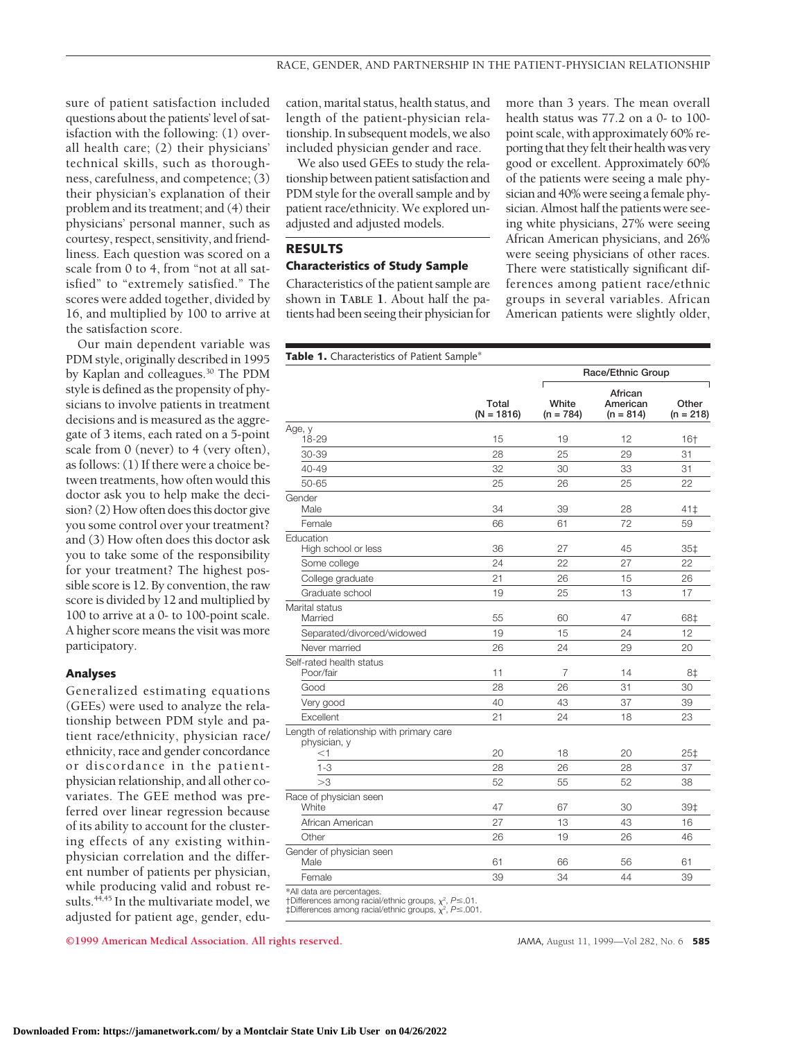sure of patient satisfaction included questions about the patients' level of satisfaction with the following: (1) overall health care; (2) their physicians' technical skills, such as thoroughness, carefulness, and competence; (3) their physician's explanation of their problem and its treatment; and (4) their physicians' personal manner, such as courtesy, respect, sensitivity, and friendliness. Each question was scored on a scale from 0 to 4, from "not at all satisfied" to "extremely satisfied." The scores were added together, divided by 16, and multiplied by 100 to arrive at the satisfaction score.

Our main dependent variable was PDM style, originally described in 1995 by Kaplan and colleagues.[30] The PDM style is defined as the propensity of physicians to involve patients in treatment decisions and is measured as the aggregate of 3 items, each rated on a 5-point scale from 0 (never) to 4 (very often), as follows: (1) If there were a choice between treatments, how often would this doctor ask you to help make the decision? (2) How often does this doctor give you some control over your treatment? and (3) How often does this doctor ask you to take some of the responsibility for your treatment? The highest possible score is 12. By convention, the raw score is divided by 12 and multiplied by 100 to arrive at a 0- to 100-point scale. A higher score means the visit was more participatory.

### Analyses

Generalized estimating equations (GEEs) were used to analyze the relationship between PDM style and patient race/ethnicity, physician race/ethnicity, race and gender concordance or discordance in the patient-physician relationship, and all other covariates. The GEE method was preferred over linear regression because of its ability to account for the clustering effects of any existing within-physician correlation and the different number of patients per physician, while producing valid and robust results.[44,45] In the multivariate model, we adjusted for patient age, gender, education, marital status, health status, and length of the patient-physician relationship. In subsequent models, we also included physician gender and race.

We also used GEEs to study the relationship between patient satisfaction and PDM style for the overall sample and by patient race/ethnicity. We explored unadjusted and adjusted models.

## RESULTS

### Characteristics of Study Sample

Characteristics of the patient sample are shown in **Table 1**. About half the patients had been seeing their physician for more than 3 years. The mean overall health status was 77.2 on a 0- to 100-point scale, with approximately 60% reporting that they felt their health was very good or excellent. Approximately 60% of the patients were seeing a male physician and 40% were seeing a female physician. Almost half the patients were seeing white physicians, 27% were seeing African American physicians, and 26% were seeing physicians of other races. There were statistically significant differences among patient race/ethnic groups in several variables. African American patients were slightly older,

**Table 1.** Characteristics of Patient Sample*

| | Total (N = 1816) | Race/Ethnic Group | | |
|---|---|---|---|---|
| | | White (n = 784) | African American (n = 814) | Other (n = 218) |
| **Age, y** | | | | |
| 18-29 | 15 | 19 | 12 | 16† |
| 30-39 | 28 | 25 | 29 | 31 |
| 40-49 | 32 | 30 | 33 | 31 |
| 50-65 | 25 | 26 | 25 | 22 |
| **Gender** | | | | |
| Male | 34 | 39 | 28 | 41‡ |
| Female | 66 | 61 | 72 | 59 |
| **Education** | | | | |
| High school or less | 36 | 27 | 45 | 35‡ |
| Some college | 24 | 22 | 27 | 22 |
| College graduate | 21 | 26 | 15 | 26 |
| Graduate school | 19 | 25 | 13 | 17 |
| **Marital status** | | | | |
| Married | 55 | 60 | 47 | 68‡ |
| Separated/divorced/widowed | 19 | 15 | 24 | 12 |
| Never married | 26 | 24 | 29 | 20 |
| **Self-rated health status** | | | | |
| Poor/fair | 11 | 7 | 14 | 8‡ |
| Good | 28 | 26 | 31 | 30 |
| Very good | 40 | 43 | 37 | 39 |
| Excellent | 21 | 24 | 18 | 23 |
| **Length of relationship with primary care physician, y** | | | | |
| <1 | 20 | 18 | 20 | 25‡ |
| 1-3 | 28 | 26 | 28 | 37 |
| >3 | 52 | 55 | 52 | 38 |
| **Race of physician seen** | | | | |
| White | 47 | 67 | 30 | 39‡ |
| African American | 27 | 13 | 43 | 16 |
| Other | 26 | 19 | 26 | 46 |
| **Gender of physician seen** | | | | |
| Male | 61 | 66 | 56 | 61 |
| Female | 39 | 34 | 44 | 39 |

*All data are percentages.
†Differences among racial/ethnic groups, $\chi^2$, $P \leq .01$.
‡Differences among racial/ethnic groups, $\chi^2$, $P \leq .001$.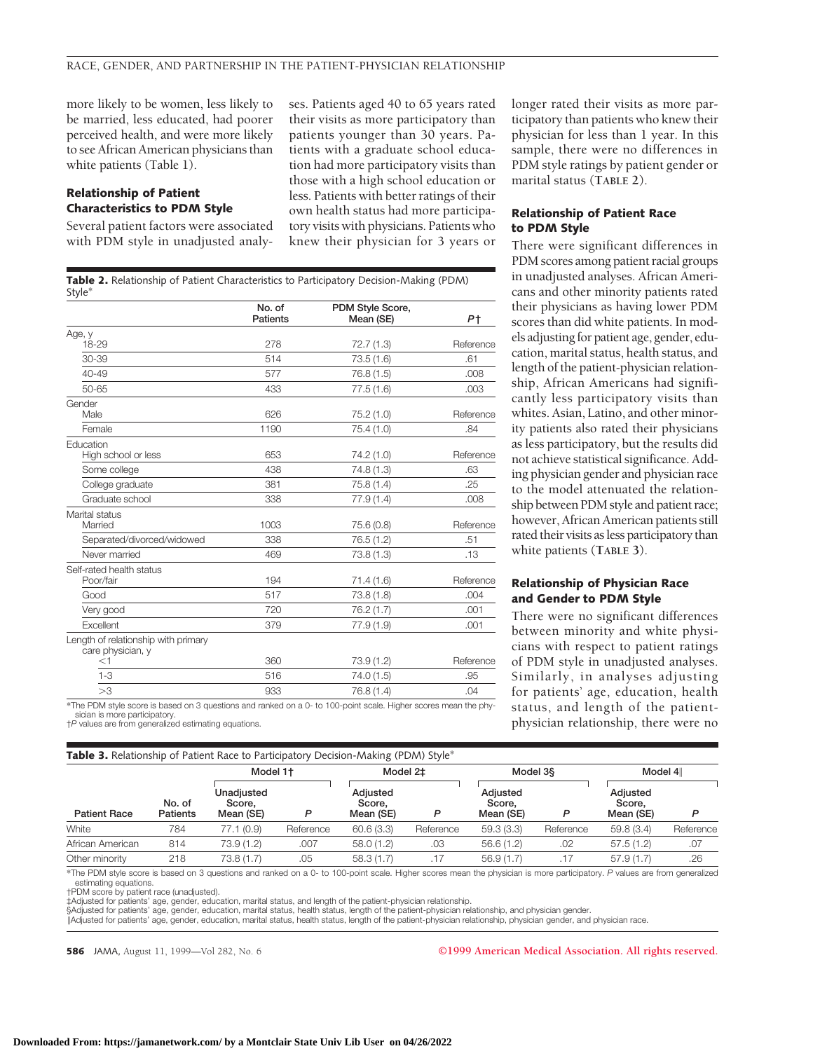more likely to be women, less likely to be married, less educated, had poorer perceived health, and were more likely to see African American physicians than white patients (Table 1).

### Relationship of Patient Characteristics to PDM Style

Several patient factors were associated with PDM style in unadjusted analyses. Patients aged 40 to 65 years rated their visits as more participatory than patients younger than 30 years. Patients with a graduate school education had more participatory visits than those with a high school education or less. Patients with better ratings of their own health status had more participatory visits with physicians. Patients who knew their physician for 3 years or longer rated their visits as more participatory than patients who knew their physician for less than 1 year. In this sample, there were no differences in PDM style ratings by patient gender or marital status (**Table 2**).

**Table 2.** Relationship of Patient Characteristics to Participatory Decision-Making (PDM) Style*

| | No. of Patients | PDM Style Score, Mean (SE) | P† |
|---|---|---|---|
| Age, y | | | |
| 18-29 | 278 | 72.7 (1.3) | Reference |
| 30-39 | 514 | 73.5 (1.6) | .61 |
| 40-49 | 577 | 76.8 (1.5) | .008 |
| 50-65 | 433 | 77.5 (1.6) | .003 |
| Gender | | | |
| Male | 626 | 75.2 (1.0) | Reference |
| Female | 1190 | 75.4 (1.0) | .84 |
| Education | | | |
| High school or less | 653 | 74.2 (1.0) | Reference |
| Some college | 438 | 74.8 (1.3) | .63 |
| College graduate | 381 | 75.8 (1.4) | .25 |
| Graduate school | 338 | 77.9 (1.4) | .008 |
| Marital status | | | |
| Married | 1003 | 75.6 (0.8) | Reference |
| Separated/divorced/widowed | 338 | 76.5 (1.2) | .51 |
| Never married | 469 | 73.8 (1.3) | .13 |
| Self-rated health status | | | |
| Poor/fair | 194 | 71.4 (1.6) | Reference |
| Good | 517 | 73.8 (1.8) | .004 |
| Very good | 720 | 76.2 (1.7) | .001 |
| Excellent | 379 | 77.9 (1.9) | .001 |
| Length of relationship with primary care physician, y | | | |
| <1 | 360 | 73.9 (1.2) | Reference |
| 1-3 | 516 | 74.0 (1.5) | .95 |
| >3 | 933 | 76.8 (1.4) | .04 |

*The PDM style score is based on 3 questions and ranked on a 0- to 100-point scale. Higher scores mean the physician is more participatory.
†*P* values are from generalized estimating equations.

### Relationship of Patient Race to PDM Style

There were significant differences in PDM scores among patient racial groups in unadjusted analyses. African Americans and other minority patients rated their physicians as having lower PDM scores than did white patients. In models adjusting for patient age, gender, education, marital status, health status, and length of the patient-physician relationship, African Americans had significantly less participatory visits than whites. Asian, Latino, and other minority patients also rated their physicians as less participatory, but the results did not achieve statistical significance. Adding physician gender and physician race to the model attenuated the relationship between PDM style and patient race; however, African American patients still rated their visits as less participatory than white patients (**Table 3**).

### Relationship of Physician Race and Gender to PDM Style

There were no significant differences between minority and white physicians with respect to patient ratings of PDM style in unadjusted analyses. Similarly, in analyses adjusting for patients' age, education, health status, and length of the patient-physician relationship, there were no

**Table 3.** Relationship of Patient Race to Participatory Decision-Making (PDM) Style*

| | | Model 1† | | Model 2‡ | | Model 3§ | | Model 4‖ | |
|---|---|---|---|---|---|---|---|---|---|
| Patient Race | No. of Patients | Unadjusted Score, Mean (SE) | P | Adjusted Score, Mean (SE) | P | Adjusted Score, Mean (SE) | P | Adjusted Score, Mean (SE) | P |
| White | 784 | 77.1 (0.9) | Reference | 60.6 (3.3) | Reference | 59.3 (3.3) | Reference | 59.8 (3.4) | Reference |
| African American | 814 | 73.9 (1.2) | .007 | 58.0 (1.2) | .03 | 56.6 (1.2) | .02 | 57.5 (1.2) | .07 |
| Other minority | 218 | 73.8 (1.7) | .05 | 58.3 (1.7) | .17 | 56.9 (1.7) | .17 | 57.9 (1.7) | .26 |

*The PDM style score is based on 3 questions and ranked on a 0- to 100-point scale. Higher scores mean the physician is more participatory. *P* values are from generalized estimating equations.
†PDM score by patient race (unadjusted).
‡Adjusted for patients' age, gender, education, marital status, and length of the patient-physician relationship.
§Adjusted for patients' age, gender, education, marital status, health status, length of the patient-physician relationship, and physician gender.
‖Adjusted for patients' age, gender, education, marital status, health status, length of the patient-physician relationship, physician gender, and physician race.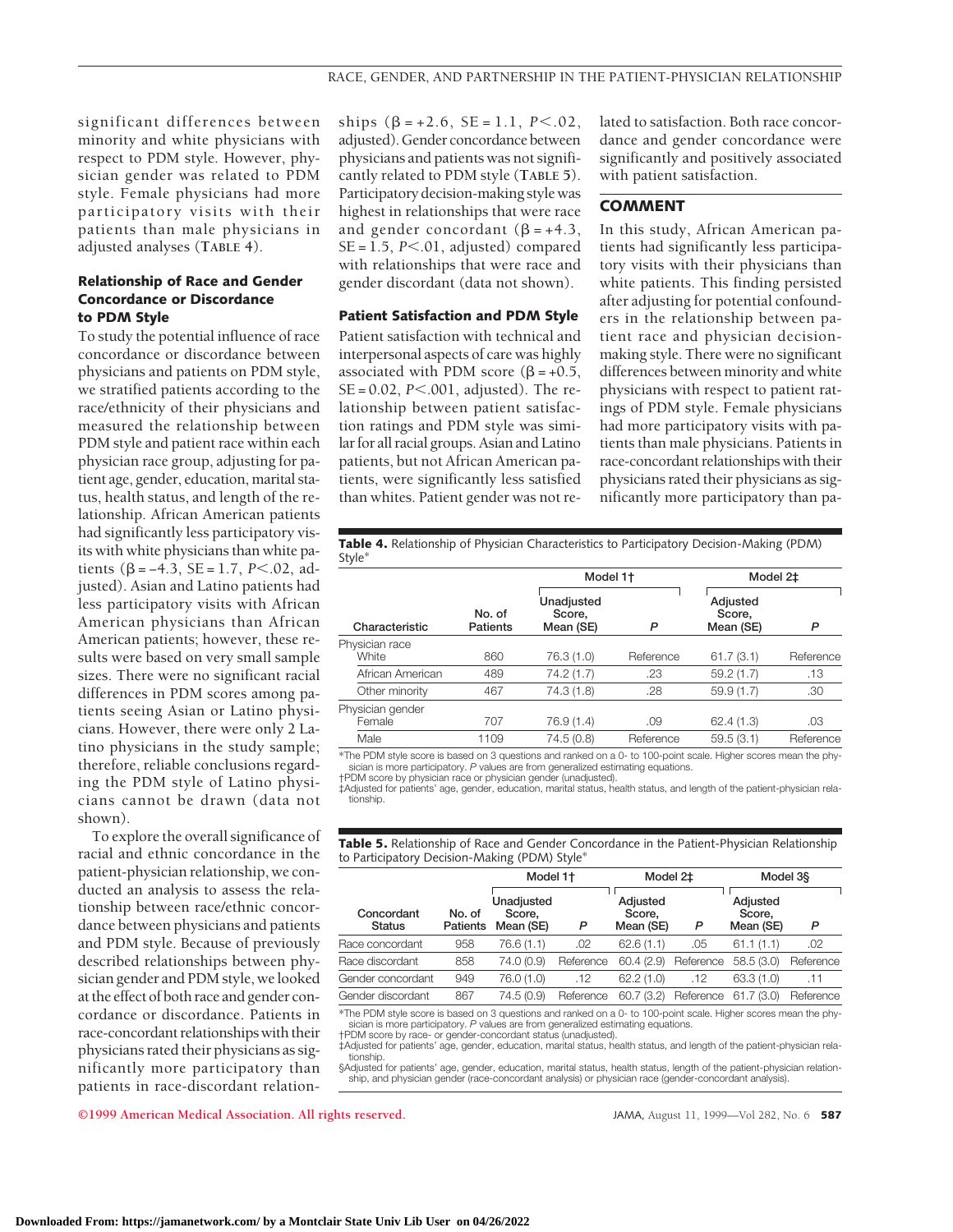significant differences between minority and white physicians with respect to PDM style. However, physician gender was related to PDM style. Female physicians had more participatory visits with their patients than male physicians in adjusted analyses (**TABLE 4**).

### Relationship of Race and Gender Concordance or Discordance to PDM Style

To study the potential influence of race concordance or discordance between physicians and patients on PDM style, we stratified patients according to the race/ethnicity of their physicians and measured the relationship between PDM style and patient race within each physician race group, adjusting for patient age, gender, education, marital status, health status, and length of the relationship. African American patients had significantly less participatory visits with white physicians than white patients ($\beta = -4.3$, SE = 1.7, $P < .02$, adjusted). Asian and Latino patients had less participatory visits with African American physicians than African American patients; however, these results were based on very small sample sizes. There were no significant racial differences in PDM scores among patients seeing Asian or Latino physicians. However, there were only 2 Latino physicians in the study sample; therefore, reliable conclusions regarding the PDM style of Latino physicians cannot be drawn (data not shown).

To explore the overall significance of racial and ethnic concordance in the patient-physician relationship, we conducted an analysis to assess the relationship between race/ethnic concordance between physicians and patients and PDM style. Because of previously described relationships between physician gender and PDM style, we looked at the effect of both race and gender concordance or discordance. Patients in race-concordant relationships with their physicians rated their physicians as significantly more participatory than patients in race-discordant relationships ($\beta = +2.6$, SE = 1.1, $P < .02$, adjusted). Gender concordance between physicians and patients was not significantly related to PDM style (**TABLE 5**). Participatory decision-making style was highest in relationships that were race and gender concordant ($\beta = +4.3$, SE = 1.5, $P < .01$, adjusted) compared with relationships that were race and gender discordant (data not shown).

### Patient Satisfaction and PDM Style

Patient satisfaction with technical and interpersonal aspects of care was highly associated with PDM score ($\beta = +0.5$, SE = 0.02, $P < .001$, adjusted). The relationship between patient satisfaction ratings and PDM style was similar for all racial groups. Asian and Latino patients, but not African American patients, were significantly less satisfied than whites. Patient gender was not related to satisfaction. Both race concordance and gender concordance were significantly and positively associated with patient satisfaction.

## COMMENT

In this study, African American patients had significantly less participatory visits with their physicians than white patients. This finding persisted after adjusting for potential confounders in the relationship between patient race and physician decision-making style. There were no significant differences between minority and white physicians with respect to patient ratings of PDM style. Female physicians had more participatory visits with patients than male physicians. Patients in race-concordant relationships with their physicians rated their physicians as significantly more participatory than pa-

**Table 4.** Relationship of Physician Characteristics to Participatory Decision-Making (PDM) Style*

| | | Model 1† | | Model 2‡ | |
|---|---|---|---|---|---|
| Characteristic | No. of Patients | Unadjusted Score, Mean (SE) | *P* | Adjusted Score, Mean (SE) | *P* |
| Physician race | | | | | |
| White | 860 | 76.3 (1.0) | Reference | 61.7 (3.1) | Reference |
| African American | 489 | 74.2 (1.7) | .23 | 59.2 (1.7) | .13 |
| Other minority | 467 | 74.3 (1.8) | .28 | 59.9 (1.7) | .30 |
| Physician gender | | | | | |
| Female | 707 | 76.9 (1.4) | .09 | 62.4 (1.3) | .03 |
| Male | 1109 | 74.5 (0.8) | Reference | 59.5 (3.1) | Reference |

*The PDM style score is based on 3 questions and ranked on a 0- to 100-point scale. Higher scores mean the physician is more participatory. *P* values are from generalized estimating equations.
†PDM score by physician race or physician gender (unadjusted).
‡Adjusted for patients' age, gender, education, marital status, health status, and length of the patient-physician relationship.

**Table 5.** Relationship of Race and Gender Concordance in the Patient-Physician Relationship to Participatory Decision-Making (PDM) Style*

| | | Model 1† | | Model 2‡ | | Model 3§ | |
|---|---|---|---|---|---|---|---|
| Concordant Status | No. of Patients | Unadjusted Score, Mean (SE) | *P* | Adjusted Score, Mean (SE) | *P* | Adjusted Score, Mean (SE) | *P* |
| Race concordant | 958 | 76.6 (1.1) | .02 | 62.6 (1.1) | .05 | 61.1 (1.1) | .02 |
| Race discordant | 858 | 74.0 (0.9) | Reference | 60.4 (2.9) | Reference | 58.5 (3.0) | Reference |
| Gender concordant | 949 | 76.0 (1.0) | .12 | 62.2 (1.0) | .12 | 63.3 (1.0) | .11 |
| Gender discordant | 867 | 74.5 (0.9) | Reference | 60.7 (3.2) | Reference | 61.7 (3.0) | Reference |

*The PDM style score is based on 3 questions and ranked on a 0- to 100-point scale. Higher scores mean the physician is more participatory. *P* values are from generalized estimating equations.
†PDM score by race- or gender-concordant status (unadjusted).
‡Adjusted for patients' age, gender, education, marital status, health status, and length of the patient-physician relationship.
§Adjusted for patients' age, gender, education, marital status, health status, length of the patient-physician relationship, and physician gender (race-concordant analysis) or physician race (gender-concordant analysis).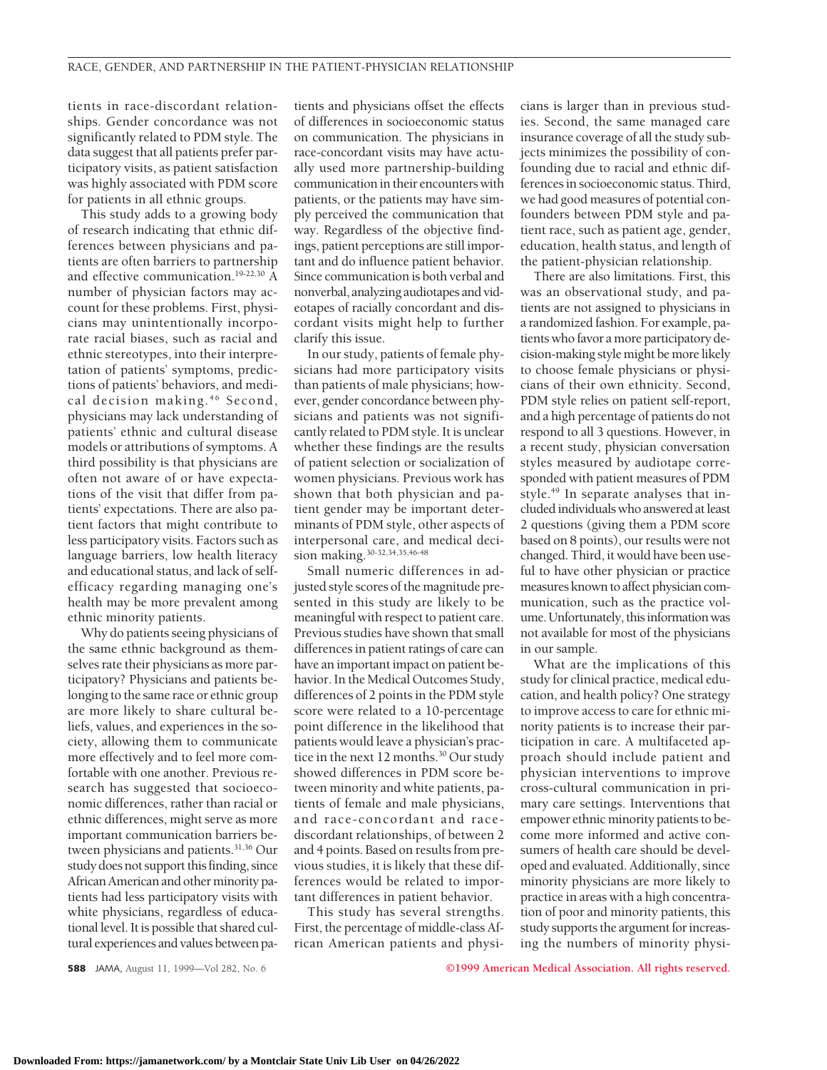tients in race-discordant relationships. Gender concordance was not significantly related to PDM style. The data suggest that all patients prefer participatory visits, as patient satisfaction was highly associated with PDM score for patients in all ethnic groups.

This study adds to a growing body of research indicating that ethnic differences between physicians and patients are often barriers to partnership and effective communication.[19-22,30] A number of physician factors may account for these problems. First, physicians may unintentionally incorporate racial biases, such as racial and ethnic stereotypes, into their interpretation of patients' symptoms, predictions of patients' behaviors, and medical decision making.[46] Second, physicians may lack understanding of patients' ethnic and cultural disease models or attributions of symptoms. A third possibility is that physicians are often not aware of or have expectations of the visit that differ from patients' expectations. There are also patient factors that might contribute to less participatory visits. Factors such as language barriers, low health literacy and educational status, and lack of self-efficacy regarding managing one's health may be more prevalent among ethnic minority patients.

Why do patients seeing physicians of the same ethnic background as themselves rate their physicians as more participatory? Physicians and patients belonging to the same race or ethnic group are more likely to share cultural beliefs, values, and experiences in the society, allowing them to communicate more effectively and to feel more comfortable with one another. Previous research has suggested that socioeconomic differences, rather than racial or ethnic differences, might serve as more important communication barriers between physicians and patients.[31,36] Our study does not support this finding, since African American and other minority patients had less participatory visits with white physicians, regardless of educational level. It is possible that shared cultural experiences and values between patients and physicians offset the effects of differences in socioeconomic status on communication. The physicians in race-concordant visits may have actually used more partnership-building communication in their encounters with patients, or the patients may have simply perceived the communication that way. Regardless of the objective findings, patient perceptions are still important and do influence patient behavior. Since communication is both verbal and nonverbal, analyzing audiotapes and videotapes of racially concordant and discordant visits might help to further clarify this issue.

In our study, patients of female physicians had more participatory visits than patients of male physicians; however, gender concordance between physicians and patients was not significantly related to PDM style. It is unclear whether these findings are the results of patient selection or socialization of women physicians. Previous work has shown that both physician and patient gender may be important determinants of PDM style, other aspects of interpersonal care, and medical decision making.[30-32,34,35,46-48]

Small numeric differences in adjusted style scores of the magnitude presented in this study are likely to be meaningful with respect to patient care. Previous studies have shown that small differences in patient ratings of care can have an important impact on patient behavior. In the Medical Outcomes Study, differences of 2 points in the PDM style score were related to a 10-percentage point difference in the likelihood that patients would leave a physician's practice in the next 12 months.[30] Our study showed differences in PDM score between minority and white patients, patients of female and male physicians, and race-concordant and race-discordant relationships, of between 2 and 4 points. Based on results from previous studies, it is likely that these differences would be related to important differences in patient behavior.

This study has several strengths. First, the percentage of middle-class African American patients and physicians is larger than in previous studies. Second, the same managed care insurance coverage of all the study subjects minimizes the possibility of confounding due to racial and ethnic differences in socioeconomic status. Third, we had good measures of potential confounders between PDM style and patient race, such as patient age, gender, education, health status, and length of the patient-physician relationship.

There are also limitations. First, this was an observational study, and patients are not assigned to physicians in a randomized fashion. For example, patients who favor a more participatory decision-making style might be more likely to choose female physicians or physicians of their own ethnicity. Second, PDM style relies on patient self-report, and a high percentage of patients do not respond to all 3 questions. However, in a recent study, physician conversation styles measured by audiotape corresponded with patient measures of PDM style.[49] In separate analyses that included individuals who answered at least 2 questions (giving them a PDM score based on 8 points), our results were not changed. Third, it would have been useful to have other physician or practice measures known to affect physician communication, such as the practice volume. Unfortunately, this information was not available for most of the physicians in our sample.

What are the implications of this study for clinical practice, medical education, and health policy? One strategy to improve access to care for ethnic minority patients is to increase their participation in care. A multifaceted approach should include patient and physician interventions to improve cross-cultural communication in primary care settings. Interventions that empower ethnic minority patients to become more informed and active consumers of health care should be developed and evaluated. Additionally, since minority physicians are more likely to practice in areas with a high concentration of poor and minority patients, this study supports the argument for increasing the numbers of minority physi-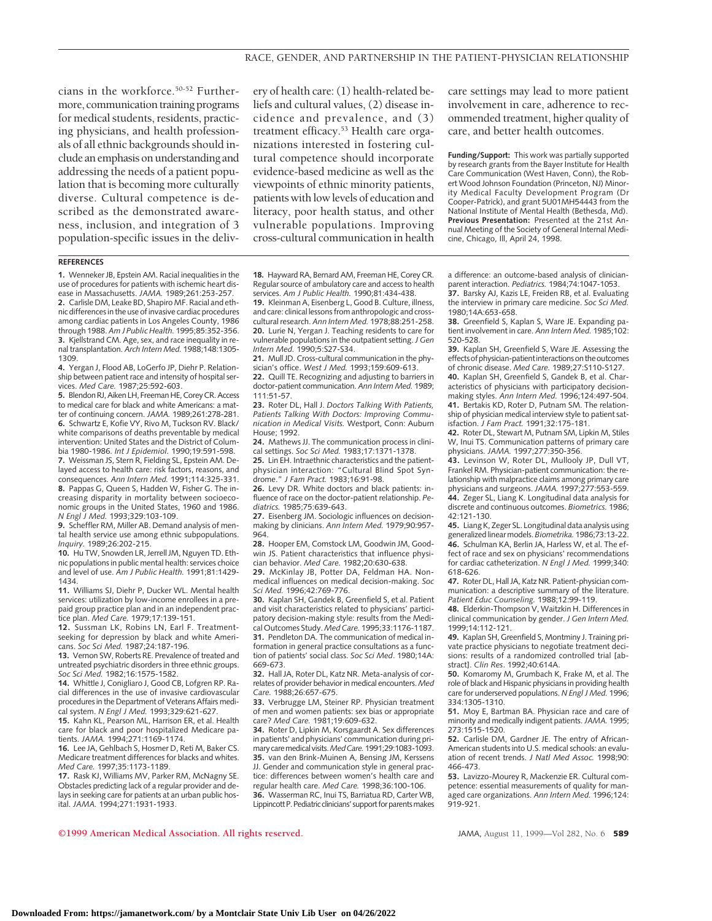cians in the workforce.[50-52] Furthermore, communication training programs for medical students, residents, practicing physicians, and health professionals of all ethnic backgrounds should include an emphasis on understanding and addressing the needs of a patient population that is becoming more culturally diverse. Cultural competence is described as the demonstrated awareness, inclusion, and integration of 3 population-specific issues in the delivery of health care: (1) health-related beliefs and cultural values, (2) disease incidence and prevalence, and (3) treatment efficacy.[53] Health care organizations interested in fostering cultural competence should incorporate evidence-based medicine as well as the viewpoints of ethnic minority patients, patients with low levels of education and literacy, poor health status, and other vulnerable populations. Improving cross-cultural communication in health care settings may lead to more patient involvement in care, adherence to recommended treatment, higher quality of care, and better health outcomes.

**Funding/Support:** This work was partially supported by research grants from the Bayer Institute for Health Care Communication (West Haven, Conn), the Robert Wood Johnson Foundation (Princeton, NJ) Minority Medical Faculty Development Program (Dr Cooper-Patrick), and grant 5U01MH54443 from the National Institute of Mental Health (Bethesda, Md).
**Previous Presentation:** Presented at the 21st Annual Meeting of the Society of General Internal Medicine, Chicago, Ill, April 24, 1998.

## REFERENCES

1. Wenneker JB, Epstein AM. Racial inequalities in the use of procedures for patients with ischemic heart disease in Massachusetts. *JAMA.* 1989;261:253-257.
2. Carlisle DM, Leake BD, Shapiro MF. Racial and ethnic differences in the use of invasive cardiac procedures among cardiac patients in Los Angeles County, 1986 through 1988. *Am J Public Health.* 1995;85:352-356.
3. Kjellstrand CM. Age, sex, and race inequality in renal transplantation. *Arch Intern Med.* 1988;148:1305-1309.
4. Yergan J, Flood AB, LoGerfo JP, Diehr P. Relationship between patient race and intensity of hospital services. *Med Care.* 1987;25:592-603.
5. Blendon RJ, Aiken LH, Freeman HE, Corey CR. Access to medical care for black and white Americans: a matter of continuing concern. *JAMA.* 1989;261:278-281.
6. Schwartz E, Kofie VY, Rivo M, Tuckson RV. Black/white comparisons of deaths preventable by medical intervention: United States and the District of Columbia 1980-1986. *Int J Epidemiol.* 1990;19:591-598.
7. Weissman JS, Stern R, Fielding SL, Epstein AM. Delayed access to health care: risk factors, reasons, and consequences. *Ann Intern Med.* 1991;114:325-331.
8. Pappas G, Queen S, Hadden W, Fisher G. The increasing disparity in mortality between socioeconomic groups in the United States, 1960 and 1986. *N Engl J Med.* 1993;329:103-109.
9. Scheffler RM, Miller AB. Demand analysis of mental health service use among ethnic subpopulations. *Inquiry.* 1989;26:202-215.
10. Hu TW, Snowden LR, Jerrell JM, Nguyen TD. Ethnic populations in public mental health: services choice and level of use. *Am J Public Health.* 1991;81:1429-1434.
11. Williams SJ, Diehr P, Ducker WL. Mental health services: utilization by low-income enrollees in a prepaid group practice plan and in an independent practice plan. *Med Care.* 1979;17:139-151.
12. Sussman LK, Robins LN, Earl F. Treatment-seeking for depression by black and white Americans. *Soc Sci Med.* 1987;24:187-196.
13. Vernon SW, Roberts RE. Prevalence of treated and untreated psychiatric disorders in three ethnic groups. *Soc Sci Med.* 1982;16:1575-1582.
14. Whittle J, Conigliaro J, Good CB, Lofgren RP. Racial differences in the use of invasive cardiovascular procedures in the Department of Veterans Affairs medical system. *N Engl J Med.* 1993;329:621-627.
15. Kahn KL, Pearson ML, Harrison ER, et al. Health care for black and poor hospitalized Medicare patients. *JAMA.* 1994;271:1169-1174.
16. Lee JA, Gehlbach S, Hosmer D, Reti M, Baker CS. Medicare treatment differences for blacks and whites. *Med Care.* 1997;35:1173-1189.
17. Rask KJ, Williams MV, Parker RM, McNagny SE. Obstacles predicting lack of a regular provider and delays in seeking care for patients at an urban public hospital. *JAMA.* 1994;271:1931-1933.
18. Hayward RA, Bernard AM, Freeman HE, Corey CR. Regular source of ambulatory care and access to health services. *Am J Public Health.* 1990;81:434-438.
19. Kleinman A, Eisenberg L, Good B. Culture, illness, and care: clinical lessons from anthropologic and cross-cultural research. *Ann Intern Med.* 1978;88:251-258.
20. Lurie N, Yergan J. Teaching residents to care for vulnerable populations in the outpatient setting. *J Gen Intern Med.* 1990;5:S27-S34.
21. Mull JD. Cross-cultural communication in the physician's office. *West J Med.* 1993;159:609-613.
22. Quill TE. Recognizing and adjusting to barriers in doctor-patient communication. *Ann Intern Med.* 1989;111:51-57.
23. Roter DL, Hall J. *Doctors Talking With Patients, Patients Talking With Doctors: Improving Communication in Medical Visits.* Westport, Conn: Auburn House; 1992.
24. Mathews JJ. The communication process in clinical settings. *Soc Sci Med.* 1983;17:1371-1378.
25. Lin EH. Intraethnic characteristics and the patient-physician interaction: "Cultural Blind Spot Syndrome." *J Fam Pract.* 1983;16:91-98.
26. Levy DR. White doctors and black patients: influence of race on the doctor-patient relationship. *Pediatrics.* 1985;75:639-643.
27. Eisenberg JM. Sociologic influences on decision-making by clinicians. *Ann Intern Med.* 1979;90:957-964.
28. Hooper EM, Comstock LM, Goodwin JM, Goodwin JS. Patient characteristics that influence physician behavior. *Med Care.* 1982;20:630-638.
29. McKinlay JB, Potter DA, Feldman HA. Non-medical influences on medical decision-making. *Soc Sci Med.* 1996;42:769-776.
30. Kaplan SH, Gandek B, Greenfield S, et al. Patient and visit characteristics related to physicians' participatory decision-making style: results from the Medical Outcomes Study. *Med Care.* 1995;33:1176-1187.
31. Pendleton DA. The communication of medical information in general practice consultations as a function of patients' social class. *Soc Sci Med.* 1980;14A:669-673.
32. Hall JA, Roter DL, Katz NR. Meta-analysis of correlates of provider behavior in medical encounters. *Med Care.* 1988;26:657-675.
33. Verbrugge LM, Steiner RP. Physician treatment of men and women patients: sex bias or appropriate care? *Med Care.* 1981;19:609-632.
34. Roter D, Lipkin M, Korsgaardt A. Sex differences in patients' and physicians' communication during primary care medical visits. *Med Care.* 1991;29:1083-1093.
35. van den Brink-Muinen A, Bensing JM, Kerssens JJ. Gender and communication style in general practice: differences between women's health care and regular health care. *Med Care.* 1998;36:100-106.
36. Wasserman RC, Inui TS, Barriatua RD, Carter WB, Lippincott P. Pediatric clinicians' support for parents makes a difference: an outcome-based analysis of clinician-parent interaction. *Pediatrics.* 1984;74:1047-1053.
37. Barsky AJ, Kazis LE, Freiden RB, et al. Evaluating the interview in primary care medicine. *Soc Sci Med.* 1980;14A:653-658.
38. Greenfield S, Kaplan S, Ware JE. Expanding patient involvement in care. *Ann Intern Med.* 1985;102:520-528.
39. Kaplan SH, Greenfield S, Ware JE. Assessing the effects of physician-patient interactions on the outcomes of chronic disease. *Med Care.* 1989;27:S110-S127.
40. Kaplan SH, Greenfield S, Gandek B, et al. Characteristics of physicians with participatory decision-making styles. *Ann Intern Med.* 1996;124:497-504.
41. Bertakis KD, Roter D, Putnam SM. The relationship of physician medical interview style to patient satisfaction. *J Fam Pract.* 1991;32:175-181.
42. Roter DL, Stewart M, Putnam SM, Lipkin M, Stiles W, Inui TS. Communication patterns of primary care physicians. *JAMA.* 1997;277:350-356.
43. Levinson W, Roter DL, Mullooly JP, Dull VT, Frankel RM. Physician-patient communication: the relationship with malpractice claims among primary care physicians and surgeons. *JAMA.* 1997;277:553-559.
44. Zeger SL, Liang K. Longitudinal data analysis for discrete and continuous outcomes. *Biometrics.* 1986;42:121-130.
45. Liang K, Zeger SL. Longitudinal data analysis using generalized linear models. *Biometrika.* 1986;73:13-22.
46. Schulman KA, Berlin JA, Harless W, et al. The effect of race and sex on physicians' recommendations for cardiac catheterization. *N Engl J Med.* 1999;340:618-626.
47. Roter DL, Hall JA, Katz NR. Patient-physician communication: a descriptive summary of the literature. *Patient Educ Counseling.* 1988;12:99-119.
48. Elderkin-Thompson V, Waitzkin H. Differences in clinical communication by gender. *J Gen Intern Med.* 1999;14:112-121.
49. Kaplan SH, Greenfield S, Montminy J. Training private practice physicians to negotiate treatment decisions: results of a randomized controlled trial [abstract]. *Clin Res.* 1992;40:614A.
50. Komaromy M, Grumbach K, Frake M, et al. The role of black and Hispanic physicians in providing health care for underserved populations. *N Engl J Med.* 1996;334:1305-1310.
51. Moy E, Bartman BA. Physician race and care of minority and medically indigent patients. *JAMA.* 1995;273:1515-1520.
52. Carlisle DM, Gardner JE. The entry of African-American students into U.S. medical schools: an evaluation of recent trends. *J Natl Med Assoc.* 1998;90:466-473.
53. Lavizzo-Mourey R, Mackenzie ER. Cultural competence: essential measurements of quality for managed care organizations. *Ann Intern Med.* 1996;124:919-921.